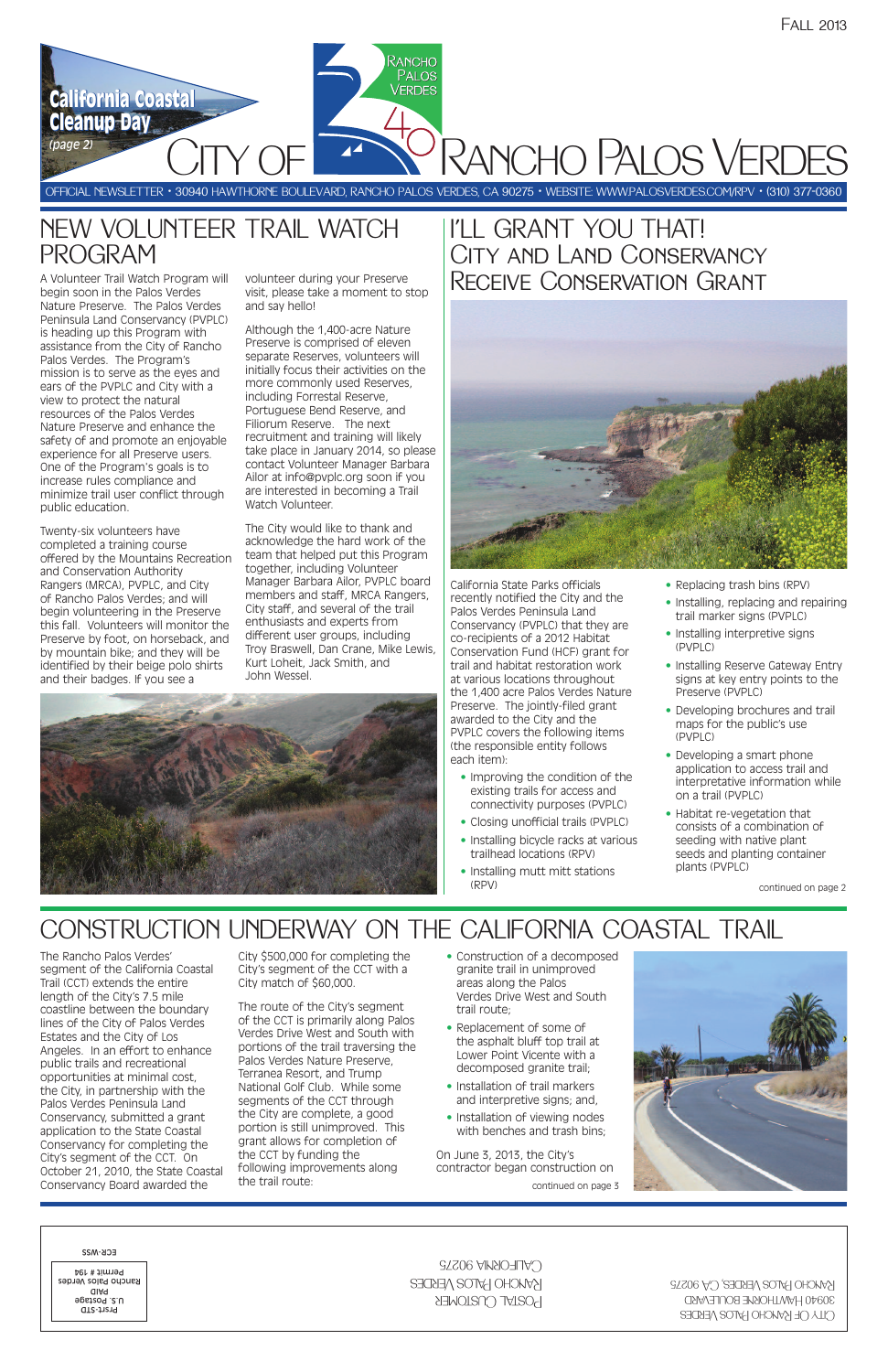Fall 2013

California Coastal Cleanup Day
*(page 2)*

# City of Rancho Palos Verdes

OFFICIAL NEWSLETTER • 30940 HAWTHORNE BOULEVARD, RANCHO PALOS VERDES, CA 90275 • WEBSITE: WWW.PALOSVERDES.COM/RPV • (310) 377-0360

## New Volunteer Trail Watch Program

A Volunteer Trail Watch Program will begin soon in the Palos Verdes Nature Preserve. The Palos Verdes Peninsula Land Conservancy (PVPLC) is heading up this Program with assistance from the City of Rancho Palos Verdes. The Program's mission is to serve as the eyes and ears of the PVPLC and City with a view to protect the natural resources of the Palos Verdes Nature Preserve and enhance the safety of and promote an enjoyable experience for all Preserve users. One of the Program's goals is to increase rules compliance and minimize trail user conflict through public education.

Twenty-six volunteers have completed a training course offered by the Mountains Recreation and Conservation Authority Rangers (MRCA), PVPLC, and City of Rancho Palos Verdes; and will begin volunteering in the Preserve this fall. Volunteers will monitor the Preserve by foot, on horseback, and by mountain bike; and they will be identified by their beige polo shirts and their badges. If you see a volunteer during your Preserve visit, please take a moment to stop and say hello!

Although the 1,400-acre Nature Preserve is comprised of eleven separate Reserves, volunteers will initially focus their activities on the more commonly used Reserves, including Forrestal Reserve, Portuguese Bend Reserve, and Filiorum Reserve. The next recruitment and training will likely take place in January 2014, so please contact Volunteer Manager Barbara Ailor at info@pvplc.org soon if you are interested in becoming a Trail Watch Volunteer.

The City would like to thank and acknowledge the hard work of the team that helped put this Program together, including Volunteer Manager Barbara Ailor, PVPLC board members and staff, MRCA Rangers, City staff, and several of the trail enthusiasts and experts from different user groups, including Troy Braswell, Dan Crane, Mike Lewis, Kurt Loheit, Jack Smith, and John Wessel.

## I'll Grant You That! City and Land Conservancy Receive Conservation Grant

California State Parks officials recently notified the City and the Palos Verdes Peninsula Land Conservancy (PVPLC) that they are co-recipients of a 2012 Habitat Conservation Fund (HCF) grant for trail and habitat restoration work at various locations throughout the 1,400 acre Palos Verdes Nature Preserve. The jointly-filed grant awarded to the City and the PVPLC covers the following items (the responsible entity follows each item):

- Improving the condition of the existing trails for access and connectivity purposes (PVPLC)
- Closing unofficial trails (PVPLC)
- Installing bicycle racks at various trailhead locations (RPV)
- Installing mutt mitt stations (RPV)
- Replacing trash bins (RPV)
- Installing, replacing and repairing trail marker signs (PVPLC)
- Installing interpretive signs (PVPLC)
- Installing Reserve Gateway Entry signs at key entry points to the Preserve (PVPLC)
- Developing brochures and trail maps for the public's use (PVPLC)
- Developing a smart phone application to access trail and interpretative information while on a trail (PVPLC)
- Habitat re-vegetation that consists of a combination of seeding with native plant seeds and planting container plants (PVPLC)

continued on page 2

## Construction Underway on the California Coastal Trail

The Rancho Palos Verdes' segment of the California Coastal Trail (CCT) extends the entire length of the City's 7.5 mile coastline between the boundary lines of the City of Palos Verdes Estates and the City of Los Angeles. In an effort to enhance public trails and recreational opportunities at minimal cost, the City, in partnership with the Palos Verdes Peninsula Land Conservancy, submitted a grant application to the State Coastal Conservancy for completing the City's segment of the CCT. On October 21, 2010, the State Coastal Conservancy Board awarded the City $500,000 for completing the City's segment of the CCT with a City match of $60,000.

The route of the City's segment of the CCT is primarily along Palos Verdes Drive West and South with portions of the trail traversing the Palos Verdes Nature Preserve, Terranea Resort, and Trump National Golf Club. While some segments of the CCT through the City are complete, a good portion is still unimproved. This grant allows for completion of the CCT by funding the following improvements along the trail route:

- Construction of a decomposed granite trail in unimproved areas along the Palos Verdes Drive West and South trail route;
- Replacement of some of the asphalt bluff top trail at Lower Point Vicente with a decomposed granite trail;
- Installation of trail markers and interpretive signs; and,
- Installation of viewing nodes with benches and trash bins;

On June 3, 2013, the City's contractor began construction on

continued on page 3

City of Rancho Palos Verdes
30940 Hawthorne Boulevard
Rancho Palos Verdes, CA 90275

Postal Customer
Rancho Palos Verdes
California 90275

Prsrt-STD
U.S. Postage
PAID
Rancho Palos Verdes
Permit # 194

ECR-WSS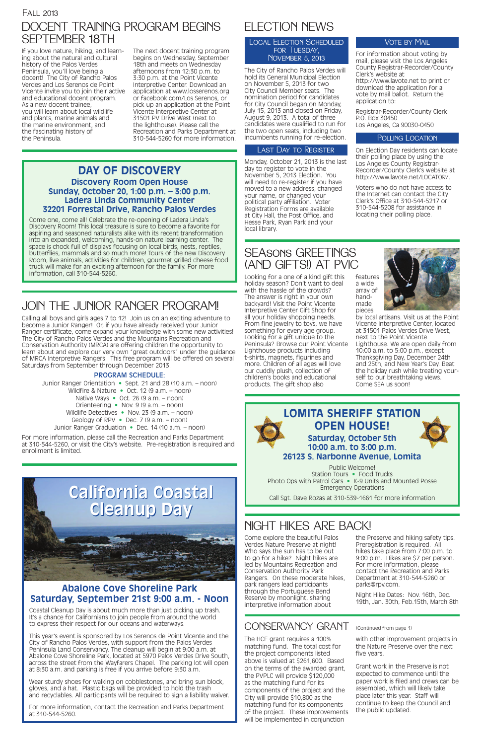FALL 2013

# DOCENT TRAINING PROGRAM BEGINS SEPTEMBER 18TH

If you love nature, hiking, and learning about the natural and cultural history of the Palos Verdes Peninsula, you'll love being a docent! The City of Rancho Palos Verdes and Los Serenos de Point Vicente invite you to join their active and educational docent program. As a new docent trainee, you will learn about local wildlife and plants, marine animals and the marine environment, and the fascinating history of the Peninsula.

The next docent training program begins on Wednesday, September 18th and meets on Wednesday afternoons from 12:30 p.m. to 3:30 p.m. at the Point Vicente Interpretive Center. Download an application at www.losserenos.org or facebook.com/Los Serenos, or pick up an application at the Point Vicente Interpretive Center at 31501 PV Drive West (next to the lighthouse). Please call the Recreation and Parks Department at 310-544-5260 for more information.

## DAY OF DISCOVERY

**Discovery Room Open House**
**Sunday, October 20, 1:00 p.m. – 3:00 p.m.**
**Ladera Linda Community Center**
**32201 Forrestal Drive, Rancho Palos Verdes**

Come one, come all! Celebrate the re-opening of Ladera Linda's Discovery Room! This local treasure is sure to become a favorite for aspiring and seasoned naturalists alike with its recent transformation into an expanded, welcoming, hands-on nature learning center. The space is chock full of displays focusing on local birds, nests, reptiles, butterflies, mammals and so much more! Tours of the new Discovery Room, live animals, activities for children, gourmet grilled cheese food truck will make for an exciting afternoon for the family. For more information, call 310-544-5260.

# JOIN THE JUNIOR RANGER PROGRAM!

Calling all boys and girls ages 7 to 12! Join us on an exciting adventure to become a Junior Ranger! Or, if you have already received your Junior Ranger certificate, come expand your knowledge with some new activities! The City of Rancho Palos Verdes and the Mountains Recreation and Conservation Authority (MRCA) are offering children the opportunity to learn about and explore our very own "great outdoors" under the guidance of MRCA Interpretive Rangers. This free program will be offered on several Saturdays from September through December 2013.

**PROGRAM SCHEDULE:**

Junior Ranger Orientation • Sept. 21 and 28 (10 a.m. – noon)
Wildfire & Nature • Oct. 12 (9 a.m. – noon)
Native Ways • Oct. 26 (9 a.m. – noon)
Orienteering • Nov. 9 (9 a.m. – noon)
Wildlife Detectives • Nov. 23 (9 a.m. – noon)
Geology of RPV • Dec. 7 (9 a.m. – noon)
Junior Ranger Graduation • Dec. 14 (10 a.m. – noon)

For more information, please call the Recreation and Parks Department at 310-544-5260, or visit the City's website. Pre-registration is required and enrollment is limited.

## California Coastal Cleanup Day

**Abalone Cove Shoreline Park**
**Saturday, September 21st 9:00 a.m. - Noon**

Coastal Cleanup Day is about much more than just picking up trash. It's a chance for Californians to join people from around the world to express their respect for our oceans and waterways.

This year's event is sponsored by Los Serenos de Point Vicente and the City of Rancho Palos Verdes, with support from the Palos Verdes Peninsula Land Conservancy. The cleanup will begin at 9:00 a.m. at Abalone Cove Shoreline Park, located at 5970 Palos Verdes Drive South, across the street from the Wayfarers Chapel. The parking lot will open at 8:30 a.m. and parking is free if you arrive before 9:30 a.m.

Wear sturdy shoes for walking on cobblestones, and bring sun block, gloves, and a hat. Plastic bags will be provided to hold the trash and recyclables. All participants will be required to sign a liability waiver.

For more information, contact the Recreation and Parks Department at 310-544-5260.

# ELECTION NEWS

## LOCAL ELECTION SCHEDULED FOR TUESDAY, NOVEMBER 5, 2013

The City of Rancho Palos Verdes will hold its General Municipal Election on November 5, 2013 for two City Council Member seats. The nomination period for candidates for City Council began on Monday, July 15, 2013 and closed on Friday, August 9, 2013. A total of three candidates were qualified to run for the two open seats, including two incumbents running for re-election.

## LAST DAY TO REGISTER

Monday, October 21, 2013 is the last day to register to vote in the November 5, 2013 Election. You will need to re-register if you have moved to a new address, changed your name, or changed your political party affiliation. Voter Registration Forms are available at City Hall, the Post Office, and Hesse Park, Ryan Park and your local library.

## VOTE BY MAIL

For information about voting by mail, please visit the Los Angeles County Registrar-Recorder/County Clerk's website at http://www.lavote.net to print or download the application for a vote by mail ballot. Return the application to:

Registrar-Recorder/County Clerk
P.O. Box 30450
Los Angeles, Ca 90030-0450

## POLLING LOCATION

On Election Day residents can locate their polling place by using the Los Angeles County Registrar-Recorder/County Clerk's website at http://www.lavote.net/LOCATOR/.

Voters who do not have access to the Internet can contact the City Clerk's Office at 310-544-5217 or 310-544-5208 for assistance in locating their polling place.

# SEAsons GREETINGS (AND GIFTS!) AT PVIC

Looking for a one of a kind gift this holiday season? Don't want to deal with the hassle of the crowds? The answer is right in your own backyard! Visit the Point Vicente Interpretive Center Gift Shop for all your holiday shopping needs. From fine jewelry to toys, we have something for every age group. Looking for a gift unique to the Peninsula? Browse our Point Vicente Lighthouse products including t-shirts, magnets, figurines and more. Children of all ages will love our cuddly plush, collection of children's books and educational products. The gift shop also features a wide array of hand-made pieces by local artisans. Visit us at the Point Vicente Interpretive Center, located at 31501 Palos Verdes Drive West, next to the Point Vicente Lighthouse. We are open daily from 10:00 a.m. to 5:00 p.m., except Thanksgiving Day, December 24th and 25th, and New Year's Day. Beat the holiday rush while treating yourself to our breathtaking views. Come SEA us soon!

## LOMITA SHERIFF STATION OPEN HOUSE!

**Saturday, October 5th**
**10:00 a.m. to 3:00 p.m.**
**26123 S. Narbonne Avenue, Lomita**

Public Welcome!
Station Tours • Food Trucks
Photo Ops with Patrol Cars • K-9 Units and Mounted Posse
Emergency Operations

Call Sgt. Dave Rozas at 310-539-1661 for more information

# NIGHT HIKES ARE BACK!

Come explore the beautiful Palos Verdes Nature Preserve at night! Who says the sun has to be out to go for a hike? Night hikes are led by Mountains Recreation and Conservation Authority Park Rangers. On these moderate hikes, park rangers lead participants through the Portuguese Bend Reserve by moonlight, sharing interpretive information about the Preserve and hiking safety tips. Preregistration is required. All hikes take place from 7:00 p.m. to 9:00 p.m. Hikes are $7 per person. For more information, please contact the Recreation and Parks Department at 310-544-5260 or parks@rpv.com.

Night Hike Dates: Nov. 16th, Dec. 19th, Jan. 30th, Feb.15th, March 8th

# CONSERVANCY GRANT

(Continued from page 1)

The HCF grant requires a 100% matching fund. The total cost for the project components listed above is valued at $261,600. Based on the terms of the awarded grant, the PVPLC will provide $120,000 as the matching fund for its components of the project and the City will provide $10,800 as the matching fund for its components of the project. These improvements will be implemented in conjunction with other improvement projects in the Nature Preserve over the next five years.

Grant work in the Preserve is not expected to commence until the paper work is filed and crews can be assembled, which will likely take place later this year. Staff will continue to keep the Council and the public updated.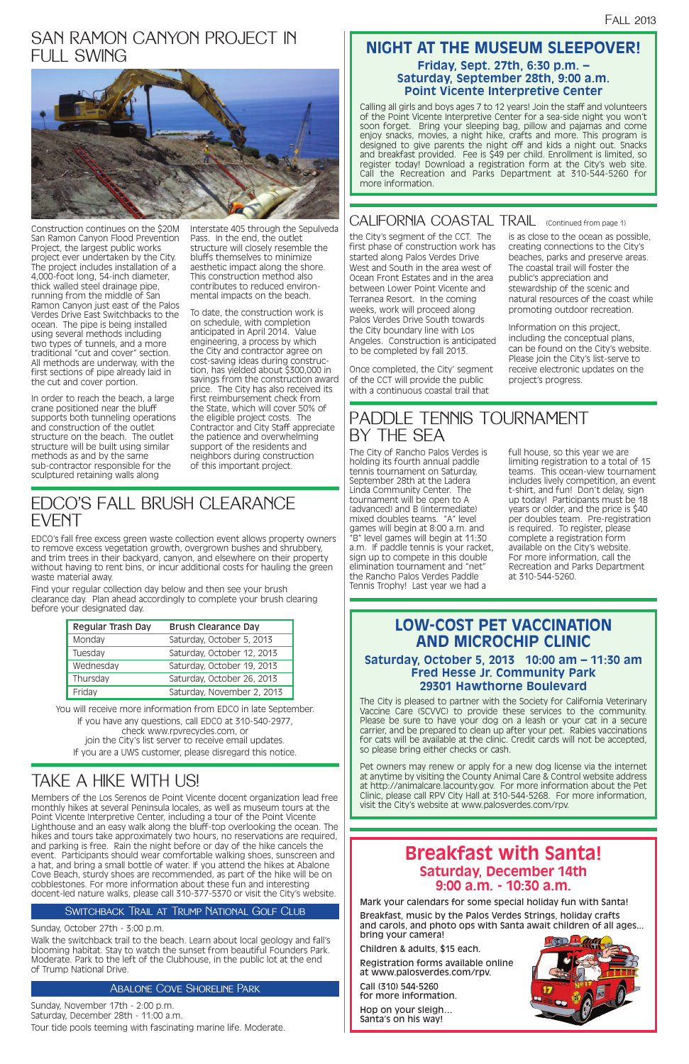# SAN RAMON CANYON PROJECT IN FULL SWING

Construction continues on the $20M San Ramon Canyon Flood Prevention Project, the largest public works project ever undertaken by the City. The project includes installation of a 4,000-foot long, 54-inch diameter, thick walled steel drainage pipe, running from the middle of San Ramon Canyon just east of the Palos Verdes Drive East Switchbacks to the ocean. The pipe is being installed using several methods including two types of tunnels, and a more traditional "cut and cover" section. All methods are underway, with the first sections of pipe already laid in the cut and cover portion.

In order to reach the beach, a large crane positioned near the bluff supports both tunneling operations and construction of the outlet structure on the beach. The outlet structure will be built using similar methods and by the same sub-contractor responsible for the sculptured retaining walls along Interstate 405 through the Sepulveda Pass. In the end, the outlet structure will closely resemble the bluffs themselves to minimize aesthetic impact along the shore. This construction method also contributes to reduced environmental impacts on the beach.

To date, the construction work is on schedule, with completion anticipated in April 2014. Value engineering, a process by which the City and contractor agree on cost-saving ideas during construction, has yielded about $300,000 in savings from the construction award price. The City has also received its first reimbursement check from the State, which will cover 50% of the eligible project costs. The Contractor and City Staff appreciate the patience and overwhelming support of the residents and neighbors during construction of this important project.

# NIGHT AT THE MUSEUM SLEEPOVER!

**Friday, Sept. 27th, 6:30 p.m. – Saturday, September 28th, 9:00 a.m.**
**Point Vicente Interpretive Center**

Calling all girls and boys ages 7 to 12 years! Join the staff and volunteers of the Point Vicente Interpretive Center for a sea-side night you won't soon forget. Bring your sleeping bag, pillow and pajamas and come enjoy snacks, movies, a night hike, crafts and more. This program is designed to give parents the night off and kids a night out. Snacks and breakfast provided. Fee is $49 per child. Enrollment is limited, so register today! Download a registration form at the City's web site. Call the Recreation and Parks Department at 310-544-5260 for more information.

# CALIFORNIA COASTAL TRAIL (Continued from page 1)

the City's segment of the CCT. The first phase of construction work has started along Palos Verdes Drive West and South in the area west of Ocean Front Estates and in the area between Lower Point Vicente and Terranea Resort. In the coming weeks, work will proceed along Palos Verdes Drive South towards the City boundary line with Los Angeles. Construction is anticipated to be completed by fall 2013.

Once completed, the City' segment of the CCT will provide the public with a continuous coastal trail that is as close to the ocean as possible, creating connections to the City's beaches, parks and preserve areas. The coastal trail will foster the public's appreciation and stewardship of the scenic and natural resources of the coast while promoting outdoor recreation.

Information on this project, including the conceptual plans, can be found on the City's website. Please join the City's list-serve to receive electronic updates on the project's progress.

# PADDLE TENNIS TOURNAMENT BY THE SEA

The City of Rancho Palos Verdes is holding its fourth annual paddle tennis tournament on Saturday, September 28th at the Ladera Linda Community Center. The tournament will be open to A (advanced) and B (intermediate) mixed doubles teams. "A" level games will begin at 8:00 a.m. and "B" level games will begin at 11:30 a.m. If paddle tennis is your racket, sign up to compete in this double elimination tournament and "net" the Rancho Palos Verdes Paddle Tennis Trophy! Last year we had a full house, so this year we are limiting registration to a total of 15 teams. This ocean-view tournament includes lively competition, an event t-shirt, and fun! Don't delay, sign up today! Participants must be 18 years or older, and the price is $40 per doubles team. Pre-registration is required. To register, please complete a registration form available on the City's website. For more information, call the Recreation and Parks Department at 310-544-5260.

# EDCO'S FALL BRUSH CLEARANCE EVENT

EDCO's fall free excess green waste collection event allows property owners to remove excess vegetation growth, overgrown bushes and shrubbery, and trim trees in their backyard, canyon, and elsewhere on their property without having to rent bins, or incur additional costs for hauling the green waste material away.

Find your regular collection day below and then see your brush clearance day. Plan ahead accordingly to complete your brush clearing before your designated day.

| Regular Trash Day | Brush Clearance Day |
|---|---|
| Monday | Saturday, October 5, 2013 |
| Tuesday | Saturday, October 12, 2013 |
| Wednesday | Saturday, October 19, 2013 |
| Thursday | Saturday, October 26, 2013 |
| Friday | Saturday, November 2, 2013 |

You will receive more information from EDCO in late September.
If you have any questions, call EDCO at 310-540-2977, check www.rpvrecycles.com, or join the City's list server to receive email updates.
If you are a UWS customer, please disregard this notice.

# LOW-COST PET VACCINATION AND MICROCHIP CLINIC

**Saturday, October 5, 2013 10:00 am – 11:30 am**
**Fred Hesse Jr. Community Park**
**29301 Hawthorne Boulevard**

The City is pleased to partner with the Society for California Veterinary Vaccine Care (SCVVC) to provide these services to the community. Please be sure to have your dog on a leash or your cat in a secure carrier, and be prepared to clean up after your pet. Rabies vaccinations for cats will be available at the clinic. Credit cards will not be accepted, so please bring either checks or cash.

Pet owners may renew or apply for a new dog license via the internet at anytime by visiting the County Animal Care & Control website address at http://animalcare.lacounty.gov. For more information about the Pet Clinic, please call RPV City Hall at 310-544-5268. For more information, visit the City's website at www.palosverdes.com/rpv.

# TAKE A HIKE WITH US!

Members of the Los Serenos de Point Vicente docent organization lead free monthly hikes at several Peninsula locales, as well as museum tours at the Point Vicente Interpretive Center, including a tour of the Point Vicente Lighthouse and an easy walk along the bluff-top overlooking the ocean. The hikes and tours take approximately two hours, no reservations are required, and parking is free. Rain the night before or day of the hike cancels the event. Participants should wear comfortable walking shoes, sunscreen and a hat, and bring a small bottle of water. If you attend the hikes at Abalone Cove Beach, sturdy shoes are recommended, as part of the hike will be on cobblestones. For more information about these fun and interesting docent-led nature walks, please call 310-377-5370 or visit the City's website.

## Switchback Trail at Trump National Golf Club

Sunday, October 27th - 3:00 p.m.

Walk the switchback trail to the beach. Learn about local geology and fall's blooming habitat. Stay to watch the sunset from beautiful Founders Park. Moderate. Park to the left of the Clubhouse, in the public lot at the end of Trump National Drive.

## Abalone Cove Shoreline Park

Sunday, November 17th - 2:00 p.m.
Saturday, December 28th - 11:00 a.m.

Tour tide pools teeming with fascinating marine life. Moderate.

# Breakfast with Santa!

**Saturday, December 14th**
**9:00 a.m. - 10:30 a.m.**

Mark your calendars for some special holiday fun with Santa!

Breakfast, music by the Palos Verdes Strings, holiday crafts and carols, and photo ops with Santa await children of all ages… bring your camera!

Children & adults, $15 each.

Registration forms available online at www.palosverdes.com/rpv.

Call (310) 544-5260 for more information.

Hop on your sleigh… Santa's on his way!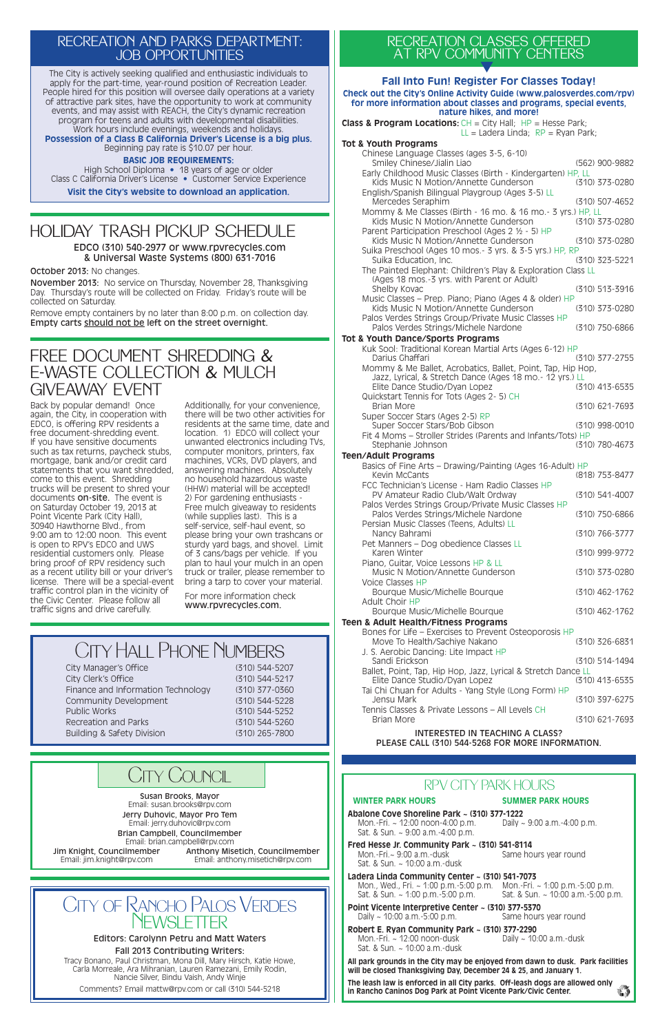## RECREATION AND PARKS DEPARTMENT: JOB OPPORTUNITIES

The City is actively seeking qualified and enthusiastic individuals to apply for the part-time, year-round position of Recreation Leader. People hired for this position will oversee daily operations at a variety of attractive park sites, have the opportunity to work at community events, and may assist with REACH, the City's dynamic recreation program for teens and adults with developmental disabilities. Work hours include evenings, weekends and holidays. **Possession of a Class B California Driver's License is a big plus.** Beginning pay rate is $10.07 per hour.

**BASIC JOB REQUIREMENTS:**
High School Diploma • 18 years of age or older
Class C California Driver's License • Customer Service Experience

**Visit the City's website to download an application.**

# HOLIDAY TRASH PICKUP SCHEDULE

**EDCO (310) 540-2977 or www.rpvrecycles.com & Universal Waste Systems (800) 631-7016**

**October 2013:** No changes.

**November 2013:** No service on Thursday, November 28, Thanksgiving Day. Thursday's route will be collected on Friday. Friday's route will be collected on Saturday.

Remove empty containers by no later than 8:00 p.m. on collection day. **Empty carts should not be left on the street overnight.**

# FREE DOCUMENT SHREDDING & E-WASTE COLLECTION & MULCH GIVEAWAY EVENT

Back by popular demand! Once again, the City, in cooperation with EDCO, is offering RPV residents a free document-shredding event. If you have sensitive documents such as tax returns, paycheck stubs, mortgage, bank and/or credit card statements that you want shredded, come to this event. Shredding trucks will be present to shred your documents **on-site**. The event is on Saturday October 19, 2013 at Point Vicente Park (City Hall), 30940 Hawthorne Blvd., from 9:00 am to 12:00 noon. This event is open to RPV's EDCO and UWS residential customers only. Please bring proof of RPV residency such as a recent utility bill or your driver's license. There will be a special-event traffic control plan in the vicinity of the Civic Center. Please follow all traffic signs and drive carefully.

Additionally, for your convenience, there will be two other activities for residents at the same time, date and location. 1) EDCO will collect your unwanted electronics including TVs, computer monitors, printers, fax machines, VCRs, DVD players, and answering machines. Absolutely no household hazardous waste (HHW) material will be accepted! 2) For gardening enthusiasts - Free mulch giveaway to residents (while supplies last). This is a self-service, self-haul event, so please bring your own trashcans or sturdy yard bags, and shovel. Limit of 3 cans/bags per vehicle. If you plan to haul your mulch in an open truck or trailer, please remember to bring a tarp to cover your material.

For more information check www.rpvrecycles.com.

# CITY HALL PHONE NUMBERS

| | |
|---|---|
| City Manager's Office | (310) 544-5207 |
| City Clerk's Office | (310) 544-5217 |
| Finance and Information Technology | (310) 377-0360 |
| Community Development | (310) 544-5228 |
| Public Works | (310) 544-5252 |
| Recreation and Parks | (310) 544-5260 |
| Building & Safety Division | (310) 265-7800 |

# CITY COUNCIL

**Susan Brooks, Mayor**
Email: susan.brooks@rpv.com

**Jerry Duhovic, Mayor Pro Tem**
Email: jerry.duhovic@rpv.com

**Brian Campbell, Councilmember**
Email: brian.campbell@rpv.com

**Jim Knight, Councilmember**
Email: jim.knight@rpv.com

**Anthony Misetich, Councilmember**
Email: anthony.misetich@rpv.com

# CITY OF RANCHO PALOS VERDES NEWSLETTER

**Editors: Carolynn Petru and Matt Waters**

**Fall 2013 Contributing Writers:**
Tracy Bonano, Paul Christman, Mona Dill, Mary Hirsch, Katie Howe, Carla Morreale, Ara Mihranian, Lauren Ramezani, Emily Rodin, Nancie Silver, Bindu Vaish, Andy Winje

Comments? Email mattw@rpv.com or call (310) 544-5218

# RECREATION CLASSES OFFERED AT RPV COMMUNITY CENTERS

## Fall Into Fun! Register For Classes Today!

**Check out the City's Online Activity Guide (www.palosverdes.com/rpv) for more information about classes and programs, special events, nature hikes, and more!**

**Class & Program Locations:** CH = City Hall; HP = Hesse Park; LL = Ladera Linda; RP = Ryan Park;

**Tot & Youth Programs**

- Chinese Language Classes (ages 3-5, 6-10)
  Smiley Chinese/Jialin Liao — (562) 900-9882
- Early Childhood Music Classes (Birth - Kindergarten) HP, LL
  Kids Music N Motion/Annette Gunderson — (310) 373-0280
- English/Spanish Bilingual Playgroup (Ages 3-5) LL
  Mercedes Seraphim — (310) 507-4652
- Mommy & Me Classes (Birth - 16 mo. & 16 mo.- 3 yrs.) HP, LL
  Kids Music N Motion/Annette Gunderson — (310) 373-0280
- Parent Participation Preschool (Ages 2 ½ - 5) HP
  Kids Music N Motion/Annette Gunderson — (310) 373-0280
- Suika Preschool (Ages 10 mos.- 3 yrs. & 3-5 yrs.) HP, RP
  Suika Education, Inc. — (310) 323-5221
- The Painted Elephant: Children's Play & Exploration Class LL (Ages 18 mos.-3 yrs. with Parent or Adult)
  Shelby Kovac — (310) 513-3916
- Music Classes – Prep. Piano; Piano (Ages 4 & older) HP
  Kids Music N Motion/Annette Gunderson — (310) 373-0280
- Palos Verdes Strings Group/Private Music Classes HP
  Palos Verdes Strings/Michele Nardone — (310) 750-6866

**Tot & Youth Dance/Sports Programs**

- Kuk Sool: Traditional Korean Martial Arts (Ages 6-12) HP
  Darius Ghaffari — (310) 377-2755
- Mommy & Me Ballet, Acrobatics, Ballet, Point, Tap, Hip Hop, Jazz, Lyrical, & Stretch Dance (Ages 18 mo.- 12 yrs.) LL
  Elite Dance Studio/Dyan Lopez — (310) 413-6535
- Quickstart Tennis for Tots (Ages 2- 5) CH
  Brian More — (310) 621-7693
- Super Soccer Stars (Ages 2-5) RP
  Super Soccer Stars/Bob Gibson — (310) 998-0010
- Fit 4 Moms – Stroller Strides (Parents and Infants/Tots) HP
  Stephanie Johnson — (310) 780-4673

**Teen/Adult Programs**

- Basics of Fine Arts – Drawing/Painting (Ages 16-Adult) HP
  Kevin McCants — (818) 753-8477
- FCC Technician's License - Ham Radio Classes HP
  PV Amateur Radio Club/Walt Ordway — (310) 541-4007
- Palos Verdes Strings Group/Private Music Classes HP
  Palos Verdes Strings/Michele Nardone — (310) 750-6866
- Persian Music Classes (Teens, Adults) LL
  Nancy Bahrami — (310) 766-3777
- Pet Manners – Dog obedience Classes LL
  Karen Winter — (310) 999-9772
- Piano, Guitar, Voice Lessons HP & LL
  Music N Motion/Annette Gunderson — (310) 373-0280
- Voice Classes HP
  Bourque Music/Michelle Bourque — (310) 462-1762
- Adult Choir HP
  Bourque Music/Michelle Bourque — (310) 462-1762

**Teen & Adult Health/Fitness Programs**

- Bones for Life – Exercises to Prevent Osteoporosis HP
  Move To Health/Sachiye Nakano — (310) 326-6831
- J. S. Aerobic Dancing: Life Impact HP
  Sandi Erickson — (310) 514-1494
- Ballet, Point, Tap, Hip Hop, Jazz, Lyrical & Stretch Dance LL
  Elite Dance Studio/Dyan Lopez — (310) 413-6535
- Tai Chi Chuan for Adults - Yang Style (Long Form) HP
  Jensu Mark — (310) 397-6275
- Tennis Classes & Private Lessons – All Levels CH
  Brian More — (310) 621-7693

**INTERESTED IN TEACHING A CLASS? PLEASE CALL (310) 544-5268 FOR MORE INFORMATION.**

# RPV CITY PARK HOURS

| | WINTER PARK HOURS | SUMMER PARK HOURS |
|---|---|---|
| **Abalone Cove Shoreline Park ~ (310) 377-1222** | Mon.-Fri. ~ 12:00 noon-4:00 p.m.; Sat. & Sun. ~ 9:00 a.m.-4:00 p.m. | Daily ~ 9:00 a.m.-4:00 p.m. |
| **Fred Hesse Jr. Community Park ~ (310) 541-8114** | Mon.-Fri.~ 9:00 a.m.-dusk; Sat. & Sun. ~ 10:00 a.m.-dusk | Same hours year round |
| **Ladera Linda Community Center ~ (310) 541-7073** | Mon., Wed., Fri. ~ 1:00 p.m.-5:00 p.m.; Sat. & Sun. ~ 1:00 p.m.-5:00 p.m. | Mon.-Fri. ~ 1:00 p.m.-5:00 p.m.; Sat. & Sun. ~ 10:00 a.m.-5:00 p.m. |
| **Point Vicente Interpretive Center ~ (310) 377-5370** | Daily ~ 10:00 a.m.-5:00 p.m. | Same hours year round |
| **Robert E. Ryan Community Park ~ (310) 377-2290** | Mon.-Fri. ~ 12:00 noon-dusk; Sat. & Sun. ~ 10:00 a.m.-dusk | Daily ~ 10:00 a.m.-dusk |

**All park grounds in the City may be enjoyed from dawn to dusk. Park facilities will be closed Thanksgiving Day, December 24 & 25, and January 1.**

**The leash law is enforced in all City parks. Off-leash dogs are allowed only in Rancho Caninos Dog Park at Point Vicente Park/Civic Center.**